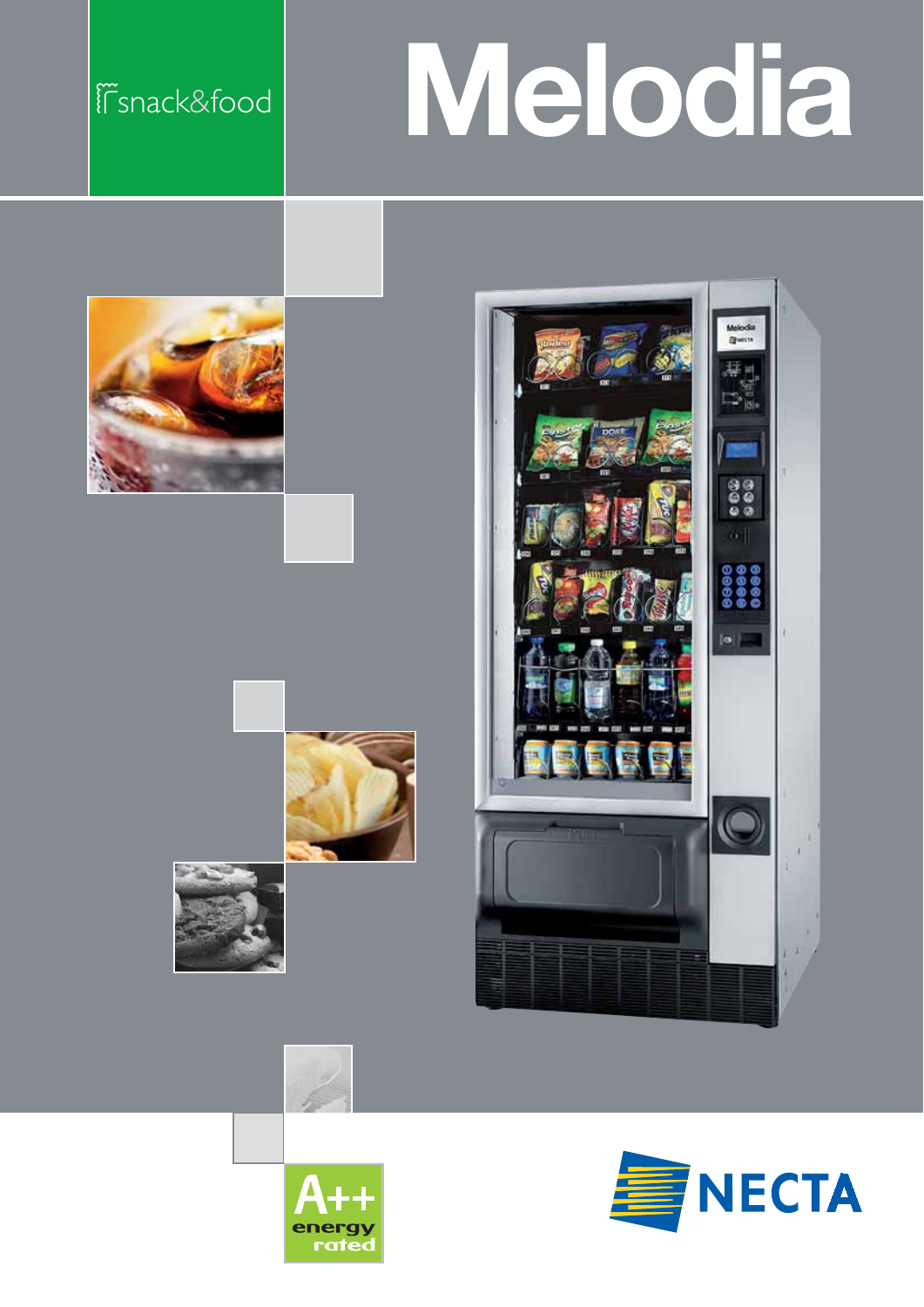snack&food

# Melodia

A++ energy rated

NECTA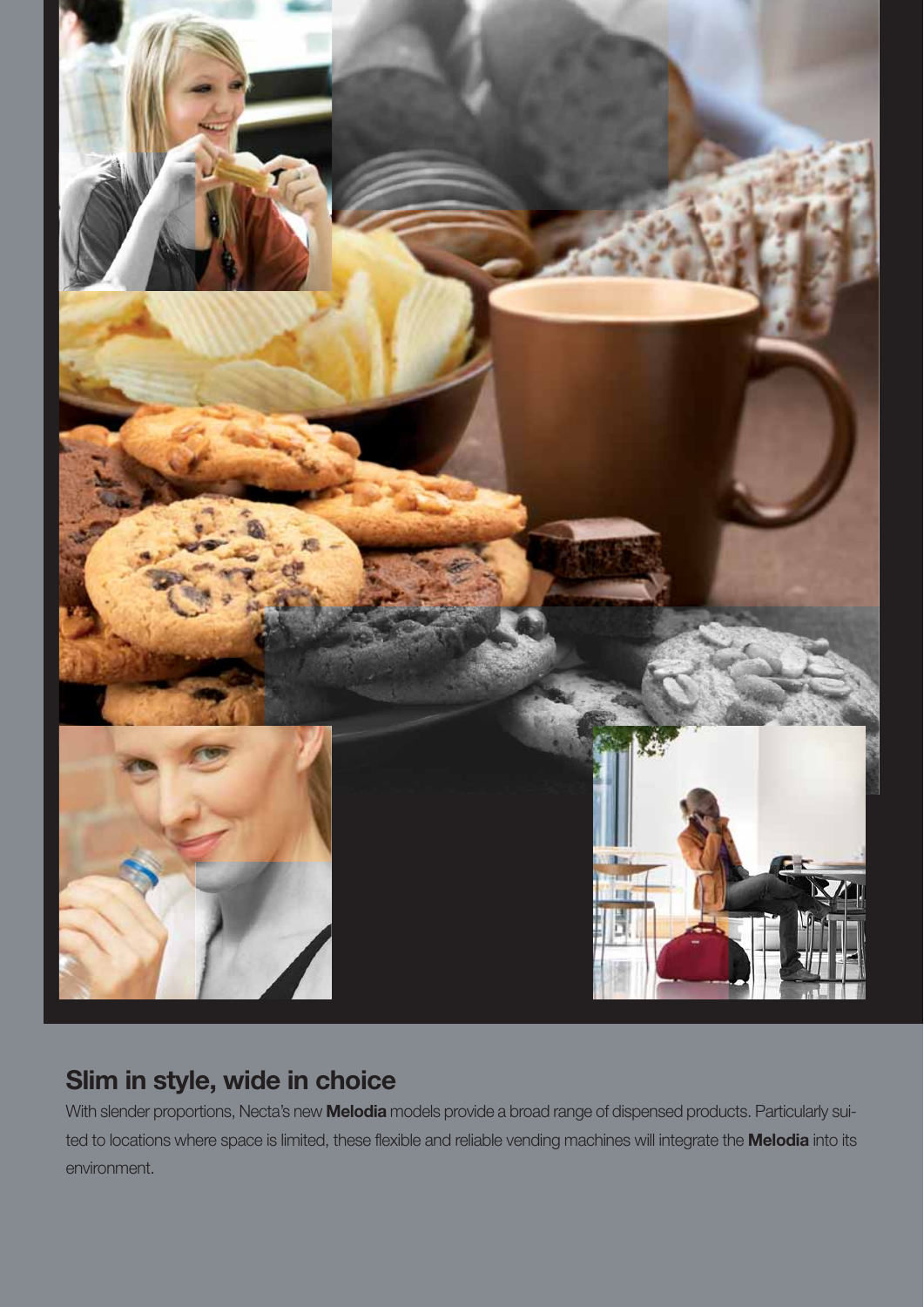## Slim in style, wide in choice

With slender proportions, Necta's new **Melodia** models provide a broad range of dispensed products. Particularly suited to locations where space is limited, these flexible and reliable vending machines will integrate the **Melodia** into its environment.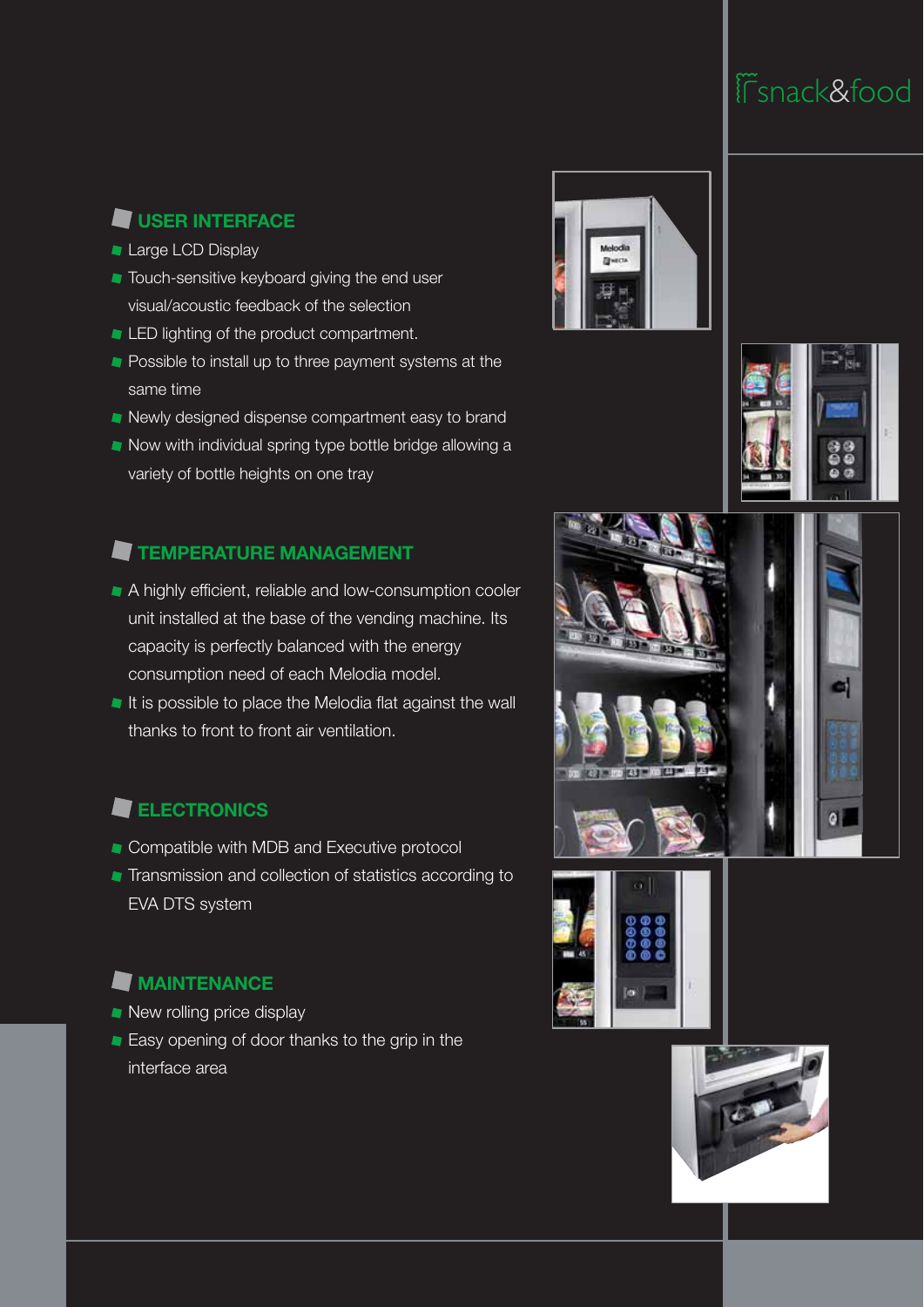snack&food

## USER INTERFACE

- Large LCD Display
- Touch-sensitive keyboard giving the end user visual/acoustic feedback of the selection
- LED lighting of the product compartment.
- Possible to install up to three payment systems at the same time
- Newly designed dispense compartment easy to brand
- Now with individual spring type bottle bridge allowing a variety of bottle heights on one tray

## TEMPERATURE MANAGEMENT

- A highly efficient, reliable and low-consumption cooler unit installed at the base of the vending machine. Its capacity is perfectly balanced with the energy consumption need of each Melodia model.
- It is possible to place the Melodia flat against the wall thanks to front to front air ventilation.

## ELECTRONICS

- Compatible with MDB and Executive protocol
- Transmission and collection of statistics according to EVA DTS system

## MAINTENANCE

- New rolling price display
- Easy opening of door thanks to the grip in the interface area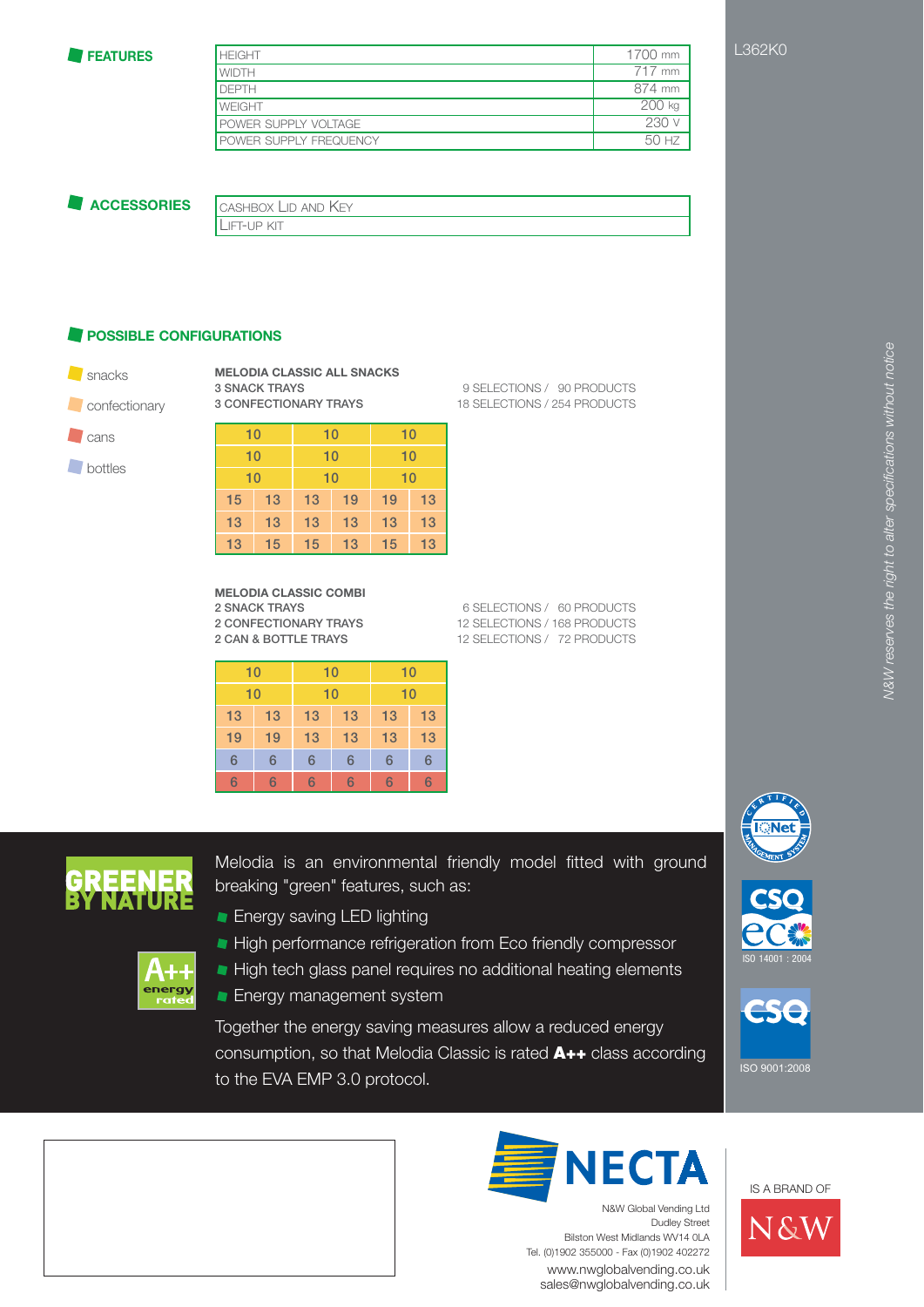L362K0

## FEATURES

| | |
|---|---|
| HEIGHT | 1700 mm |
| WIDTH | 717 mm |
| DEPTH | 874 mm |
| WEIGHT | 200 kg |
| POWER SUPPLY VOLTAGE | 230 V |
| POWER SUPPLY FREQUENCY | 50 HZ |

## ACCESSORIES

| |
|---|
| CASHBOX LID AND KEY |
| LIFT-UP KIT |

## POSSIBLE CONFIGURATIONS

- snacks
- confectionary
- cans
- bottles

**MELODIA CLASSIC ALL SNACKS**
**3 SNACK TRAYS** — 9 SELECTIONS / 90 PRODUCTS
**3 CONFECTIONARY TRAYS** — 18 SELECTIONS / 254 PRODUCTS

| | | | | | |
|---|---|---|---|---|---|
| 10 | | 10 | | 10 | |
| 10 | | 10 | | 10 | |
| 10 | | 10 | | 10 | |
| 15 | 13 | 13 | 19 | 19 | 13 |
| 13 | 13 | 13 | 13 | 13 | 13 |
| 13 | 15 | 15 | 13 | 15 | 13 |

**MELODIA CLASSIC COMBI**
**2 SNACK TRAYS** — 6 SELECTIONS / 60 PRODUCTS
**2 CONFECTIONARY TRAYS** — 12 SELECTIONS / 168 PRODUCTS
**2 CAN & BOTTLE TRAYS** — 12 SELECTIONS / 72 PRODUCTS

| | | | | | |
|---|---|---|---|---|---|
| 10 | | 10 | | 10 | |
| 10 | | 10 | | 10 | |
| 13 | 13 | 13 | 13 | 13 | 13 |
| 19 | 19 | 13 | 13 | 13 | 13 |
| 6 | 6 | 6 | 6 | 6 | 6 |
| 6 | 6 | 6 | 6 | 6 | 6 |

*N&W reserves the right to alter specifications without notice*

**GREENER BY NATURE**

A++ energy rated

Melodia is an environmental friendly model fitted with ground breaking "green" features, such as:

- Energy saving LED lighting
- High performance refrigeration from Eco friendly compressor
- High tech glass panel requires no additional heating elements
- Energy management system

Together the energy saving measures allow a reduced energy consumption, so that Melodia Classic is rated **A++** class according to the EVA EMP 3.0 protocol.

CERTIFIED MANAGEMENT SYSTEM IQNet

CSQ eco ISO 14001 : 2004

CSQ ISO 9001:2008

NECTA

N&W Global Vending Ltd
Dudley Street
Bilston West Midlands WV14 0LA
Tel. (0)1902 355000 - Fax (0)1902 402272
www.nwglobalvending.co.uk
sales@nwglobalvending.co.uk

IS A BRAND OF N&W